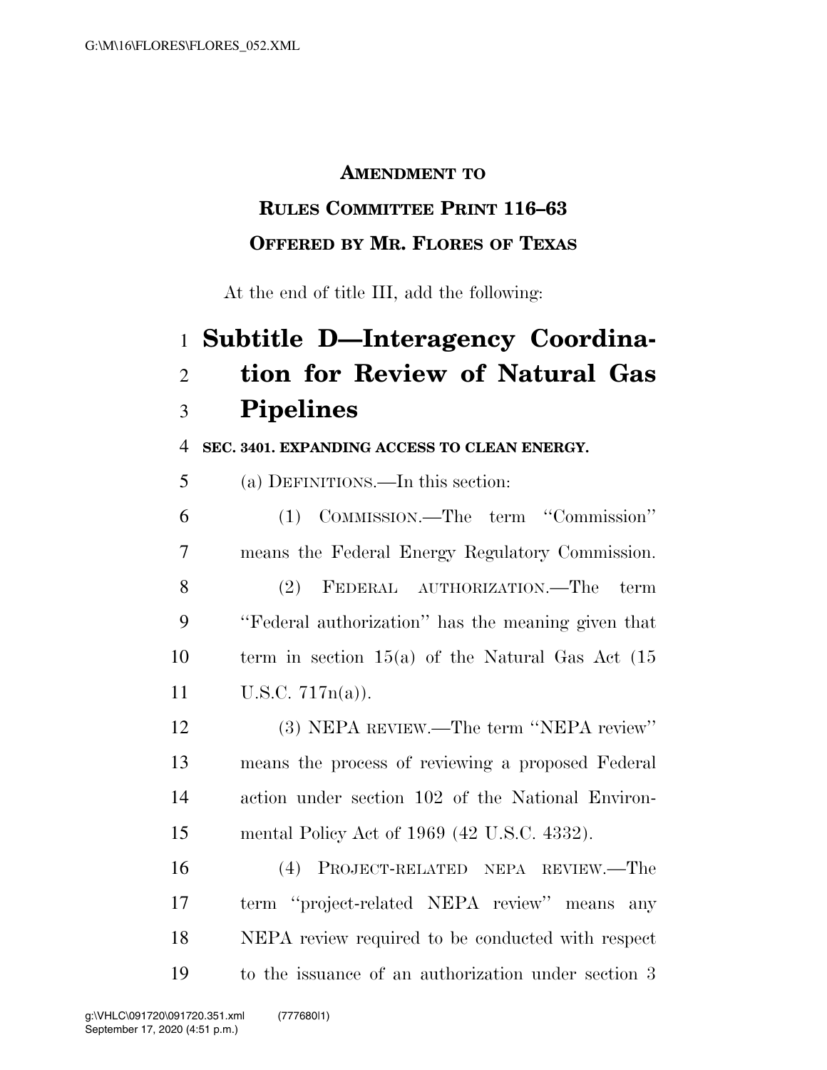**AMENDMENT TO**

**RULES COMMITTEE PRINT 116–63**

**OFFERED BY MR. FLORES OF TEXAS**

At the end of title III, add the following:

# Subtitle D—Interagency Coordination for Review of Natural Gas Pipelines

**SEC. 3401. EXPANDING ACCESS TO CLEAN ENERGY.**

(a) DEFINITIONS.—In this section:

(1) COMMISSION.—The term ''Commission'' means the Federal Energy Regulatory Commission.

(2) FEDERAL AUTHORIZATION.—The term ''Federal authorization'' has the meaning given that term in section 15(a) of the Natural Gas Act (15 U.S.C. 717n(a)).

(3) NEPA REVIEW.—The term ''NEPA review'' means the process of reviewing a proposed Federal action under section 102 of the National Environmental Policy Act of 1969 (42 U.S.C. 4332).

(4) PROJECT-RELATED NEPA REVIEW.—The term ''project-related NEPA review'' means any NEPA review required to be conducted with respect to the issuance of an authorization under section 3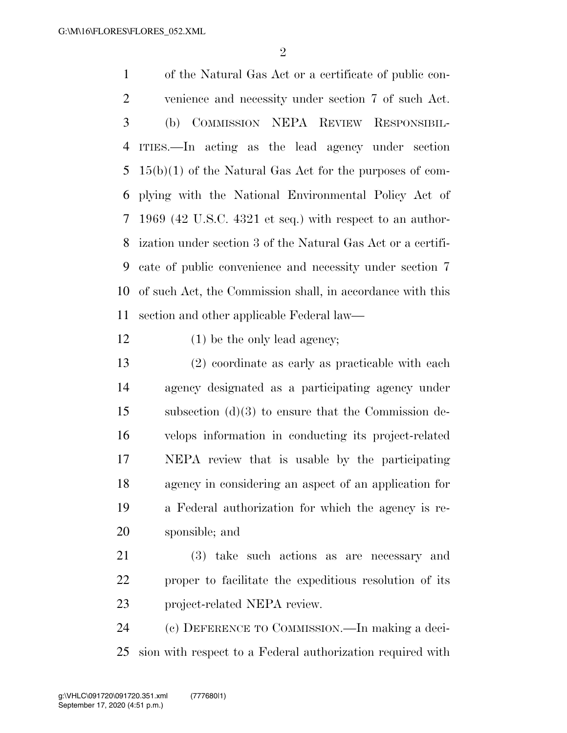of the Natural Gas Act or a certificate of public convenience and necessity under section 7 of such Act.

(b) COMMISSION NEPA REVIEW RESPONSIBILITIES.—In acting as the lead agency under section 15(b)(1) of the Natural Gas Act for the purposes of complying with the National Environmental Policy Act of 1969 (42 U.S.C. 4321 et seq.) with respect to an authorization under section 3 of the Natural Gas Act or a certificate of public convenience and necessity under section 7 of such Act, the Commission shall, in accordance with this section and other applicable Federal law—

(1) be the only lead agency;

(2) coordinate as early as practicable with each agency designated as a participating agency under subsection (d)(3) to ensure that the Commission develops information in conducting its project-related NEPA review that is usable by the participating agency in considering an aspect of an application for a Federal authorization for which the agency is responsible; and

(3) take such actions as are necessary and proper to facilitate the expeditious resolution of its project-related NEPA review.

(c) DEFERENCE TO COMMISSION.—In making a decision with respect to a Federal authorization required with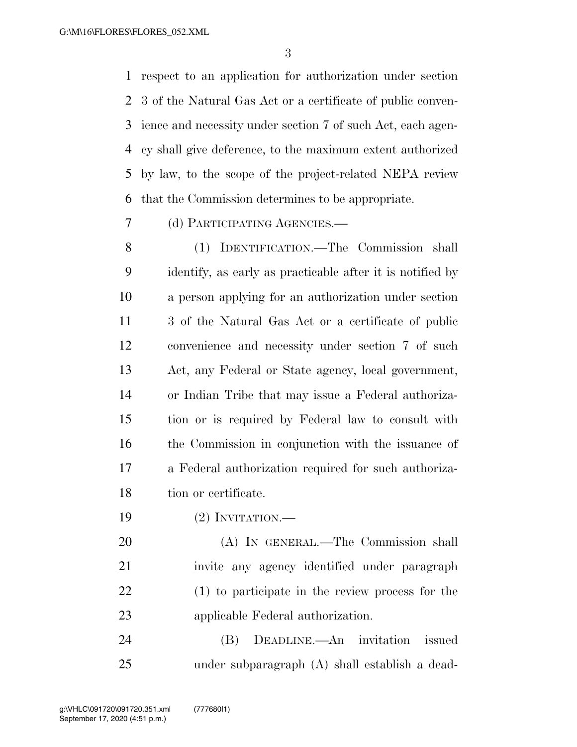respect to an application for authorization under section 3 of the Natural Gas Act or a certificate of public convenience and necessity under section 7 of such Act, each agency shall give deference, to the maximum extent authorized by law, to the scope of the project-related NEPA review that the Commission determines to be appropriate.

(d) PARTICIPATING AGENCIES.—

(1) IDENTIFICATION.—The Commission shall identify, as early as practicable after it is notified by a person applying for an authorization under section 3 of the Natural Gas Act or a certificate of public convenience and necessity under section 7 of such Act, any Federal or State agency, local government, or Indian Tribe that may issue a Federal authorization or is required by Federal law to consult with the Commission in conjunction with the issuance of a Federal authorization required for such authorization or certificate.

(2) INVITATION.—

(A) IN GENERAL.—The Commission shall invite any agency identified under paragraph (1) to participate in the review process for the applicable Federal authorization.

(B) DEADLINE.—An invitation issued under subparagraph (A) shall establish a dead-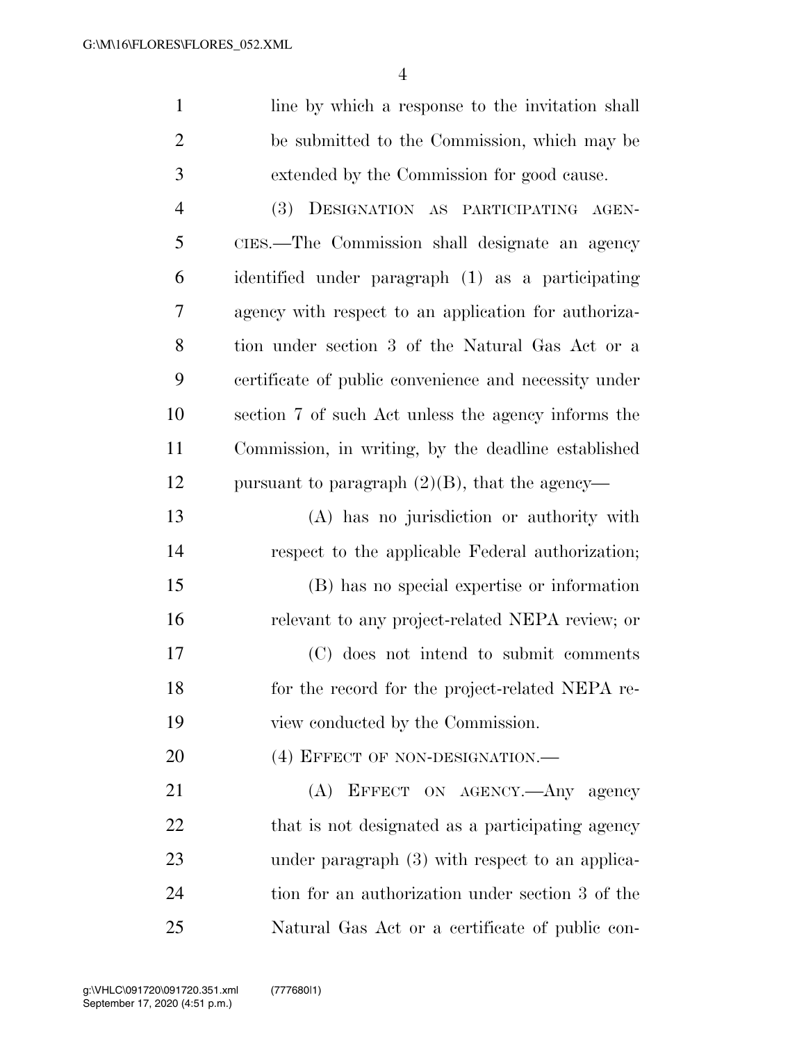line by which a response to the invitation shall be submitted to the Commission, which may be extended by the Commission for good cause.

(3) DESIGNATION AS PARTICIPATING AGENCIES.—The Commission shall designate an agency identified under paragraph (1) as a participating agency with respect to an application for authorization under section 3 of the Natural Gas Act or a certificate of public convenience and necessity under section 7 of such Act unless the agency informs the Commission, in writing, by the deadline established pursuant to paragraph (2)(B), that the agency—

(A) has no jurisdiction or authority with respect to the applicable Federal authorization;

(B) has no special expertise or information relevant to any project-related NEPA review; or

(C) does not intend to submit comments for the record for the project-related NEPA review conducted by the Commission.

(4) EFFECT OF NON-DESIGNATION.—

(A) EFFECT ON AGENCY.—Any agency that is not designated as a participating agency under paragraph (3) with respect to an application for an authorization under section 3 of the Natural Gas Act or a certificate of public con-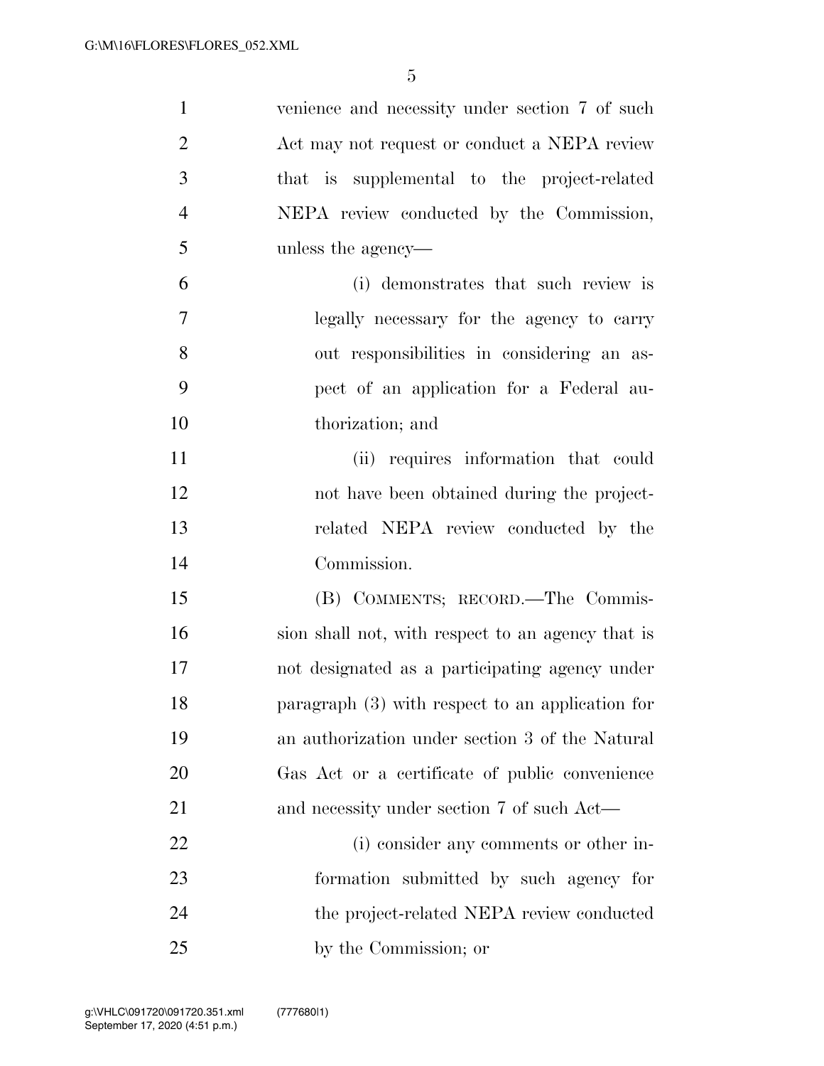venience and necessity under section 7 of such Act may not request or conduct a NEPA review that is supplemental to the project-related NEPA review conducted by the Commission, unless the agency—

(i) demonstrates that such review is legally necessary for the agency to carry out responsibilities in considering an aspect of an application for a Federal authorization; and

(ii) requires information that could not have been obtained during the project-related NEPA review conducted by the Commission.

(B) COMMENTS; RECORD.—The Commission shall not, with respect to an agency that is not designated as a participating agency under paragraph (3) with respect to an application for an authorization under section 3 of the Natural Gas Act or a certificate of public convenience and necessity under section 7 of such Act—

(i) consider any comments or other information submitted by such agency for the project-related NEPA review conducted by the Commission; or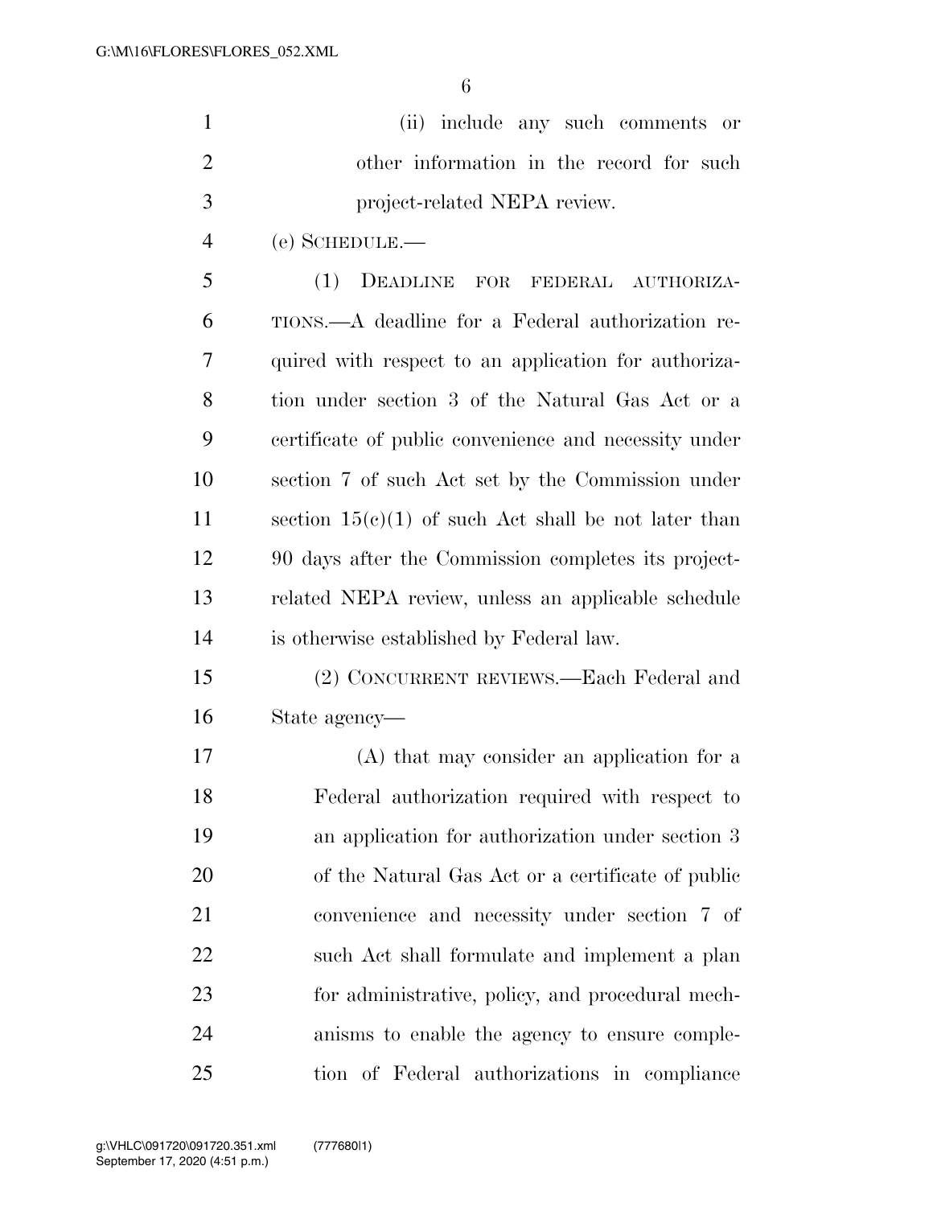(ii) include any such comments or other information in the record for such project-related NEPA review.

(e) SCHEDULE.—

(1) DEADLINE FOR FEDERAL AUTHORIZATIONS.—A deadline for a Federal authorization required with respect to an application for authorization under section 3 of the Natural Gas Act or a certificate of public convenience and necessity under section 7 of such Act set by the Commission under section 15(c)(1) of such Act shall be not later than 90 days after the Commission completes its project-related NEPA review, unless an applicable schedule is otherwise established by Federal law.

(2) CONCURRENT REVIEWS.—Each Federal and State agency—

(A) that may consider an application for a Federal authorization required with respect to an application for authorization under section 3 of the Natural Gas Act or a certificate of public convenience and necessity under section 7 of such Act shall formulate and implement a plan for administrative, policy, and procedural mechanisms to enable the agency to ensure completion of Federal authorizations in compliance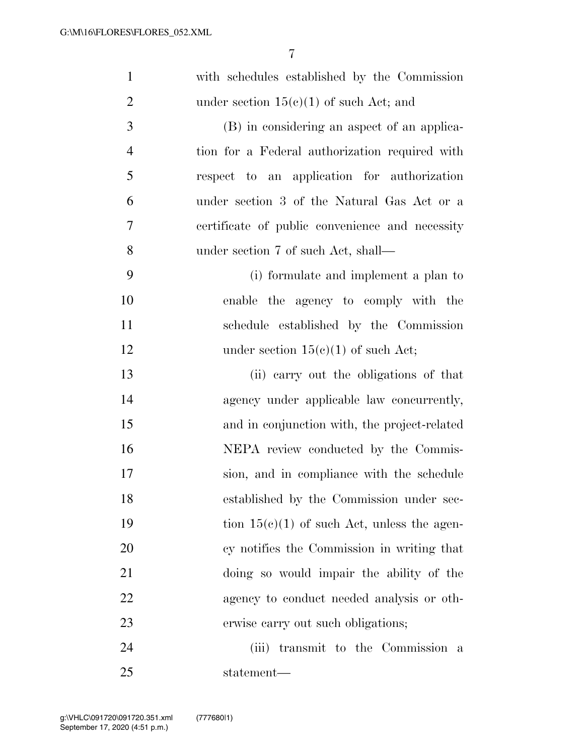with schedules established by the Commission under section 15(c)(1) of such Act; and

(B) in considering an aspect of an application for a Federal authorization required with respect to an application for authorization under section 3 of the Natural Gas Act or a certificate of public convenience and necessity under section 7 of such Act, shall—

(i) formulate and implement a plan to enable the agency to comply with the schedule established by the Commission under section 15(c)(1) of such Act;

(ii) carry out the obligations of that agency under applicable law concurrently, and in conjunction with, the project-related NEPA review conducted by the Commission, and in compliance with the schedule established by the Commission under section 15(c)(1) of such Act, unless the agency notifies the Commission in writing that doing so would impair the ability of the agency to conduct needed analysis or otherwise carry out such obligations;

(iii) transmit to the Commission a statement—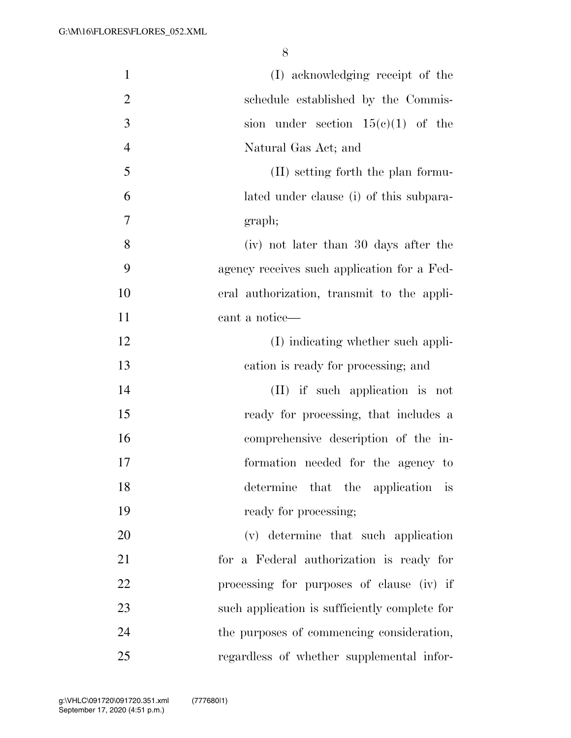(I) acknowledging receipt of the schedule established by the Commission under section 15(c)(1) of the Natural Gas Act; and

(II) setting forth the plan formulated under clause (i) of this subparagraph;

(iv) not later than 30 days after the agency receives such application for a Federal authorization, transmit to the applicant a notice—

(I) indicating whether such application is ready for processing; and

(II) if such application is not ready for processing, that includes a comprehensive description of the information needed for the agency to determine that the application is ready for processing;

(v) determine that such application for a Federal authorization is ready for processing for purposes of clause (iv) if such application is sufficiently complete for the purposes of commencing consideration, regardless of whether supplemental infor-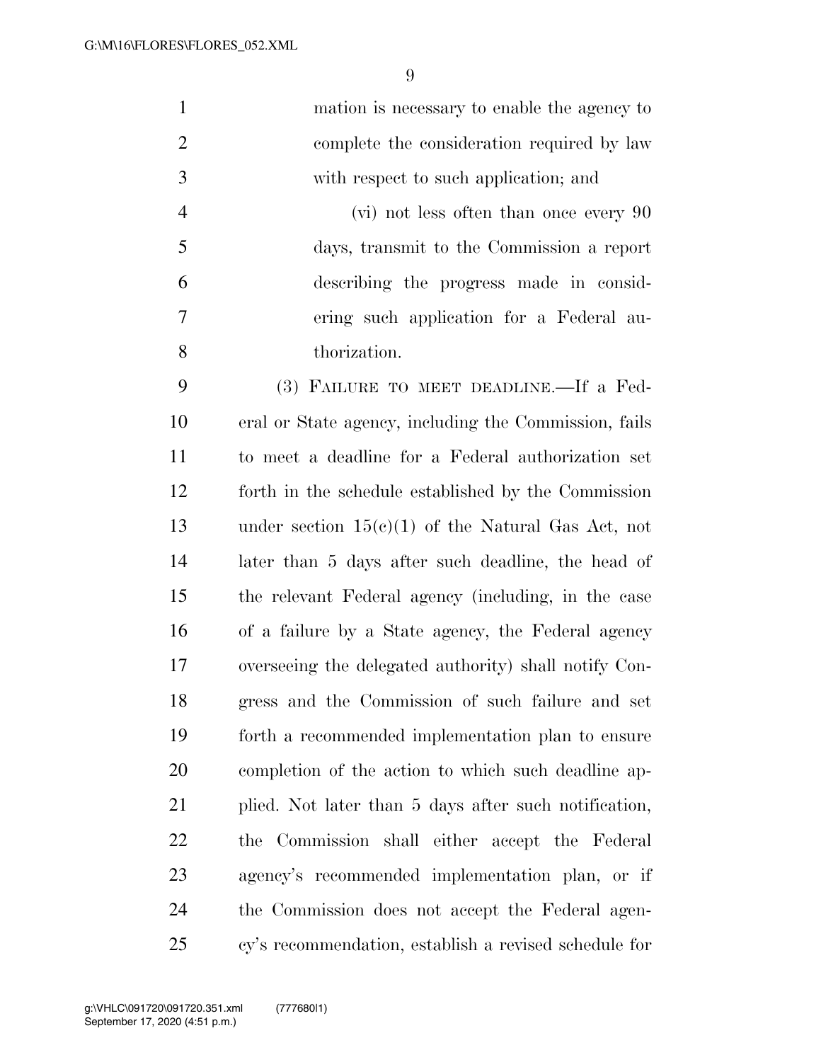mation is necessary to enable the agency to complete the consideration required by law with respect to such application; and

(vi) not less often than once every 90 days, transmit to the Commission a report describing the progress made in considering such application for a Federal authorization.

(3) FAILURE TO MEET DEADLINE.—If a Federal or State agency, including the Commission, fails to meet a deadline for a Federal authorization set forth in the schedule established by the Commission under section 15(c)(1) of the Natural Gas Act, not later than 5 days after such deadline, the head of the relevant Federal agency (including, in the case of a failure by a State agency, the Federal agency overseeing the delegated authority) shall notify Congress and the Commission of such failure and set forth a recommended implementation plan to ensure completion of the action to which such deadline applied. Not later than 5 days after such notification, the Commission shall either accept the Federal agency's recommended implementation plan, or if the Commission does not accept the Federal agency's recommendation, establish a revised schedule for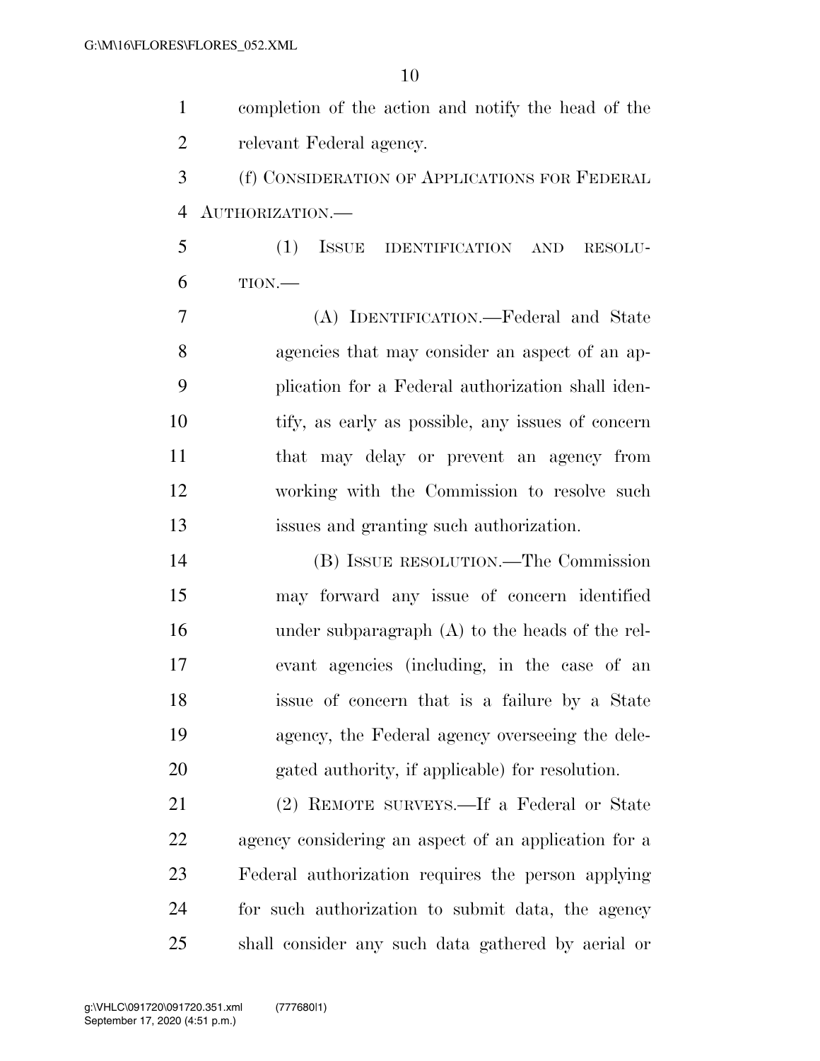completion of the action and notify the head of the relevant Federal agency.

(f) CONSIDERATION OF APPLICATIONS FOR FEDERAL AUTHORIZATION.—

(1) ISSUE IDENTIFICATION AND RESOLUTION.—

(A) IDENTIFICATION.—Federal and State agencies that may consider an aspect of an application for a Federal authorization shall identify, as early as possible, any issues of concern that may delay or prevent an agency from working with the Commission to resolve such issues and granting such authorization.

(B) ISSUE RESOLUTION.—The Commission may forward any issue of concern identified under subparagraph (A) to the heads of the relevant agencies (including, in the case of an issue of concern that is a failure by a State agency, the Federal agency overseeing the delegated authority, if applicable) for resolution.

(2) REMOTE SURVEYS.—If a Federal or State agency considering an aspect of an application for a Federal authorization requires the person applying for such authorization to submit data, the agency shall consider any such data gathered by aerial or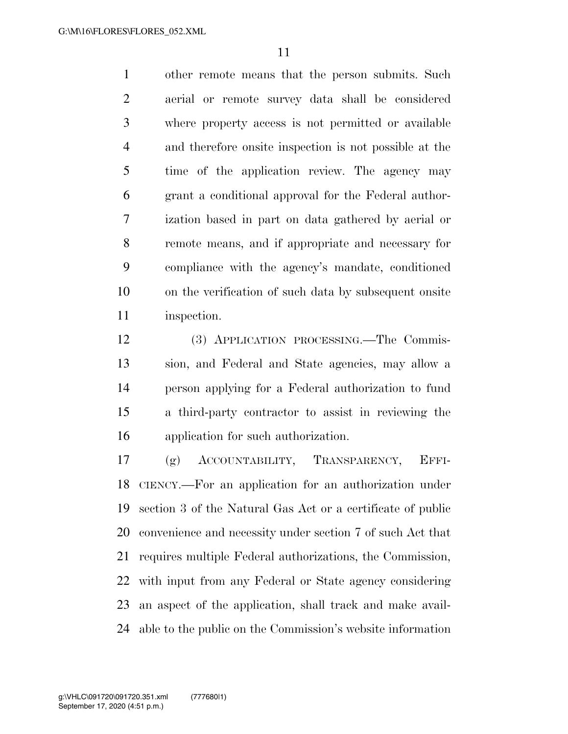other remote means that the person submits. Such aerial or remote survey data shall be considered where property access is not permitted or available and therefore onsite inspection is not possible at the time of the application review. The agency may grant a conditional approval for the Federal authorization based in part on data gathered by aerial or remote means, and if appropriate and necessary for compliance with the agency's mandate, conditioned on the verification of such data by subsequent onsite inspection.

(3) APPLICATION PROCESSING.—The Commission, and Federal and State agencies, may allow a person applying for a Federal authorization to fund a third-party contractor to assist in reviewing the application for such authorization.

(g) ACCOUNTABILITY, TRANSPARENCY, EFFICIENCY.—For an application for an authorization under section 3 of the Natural Gas Act or a certificate of public convenience and necessity under section 7 of such Act that requires multiple Federal authorizations, the Commission, with input from any Federal or State agency considering an aspect of the application, shall track and make available to the public on the Commission's website information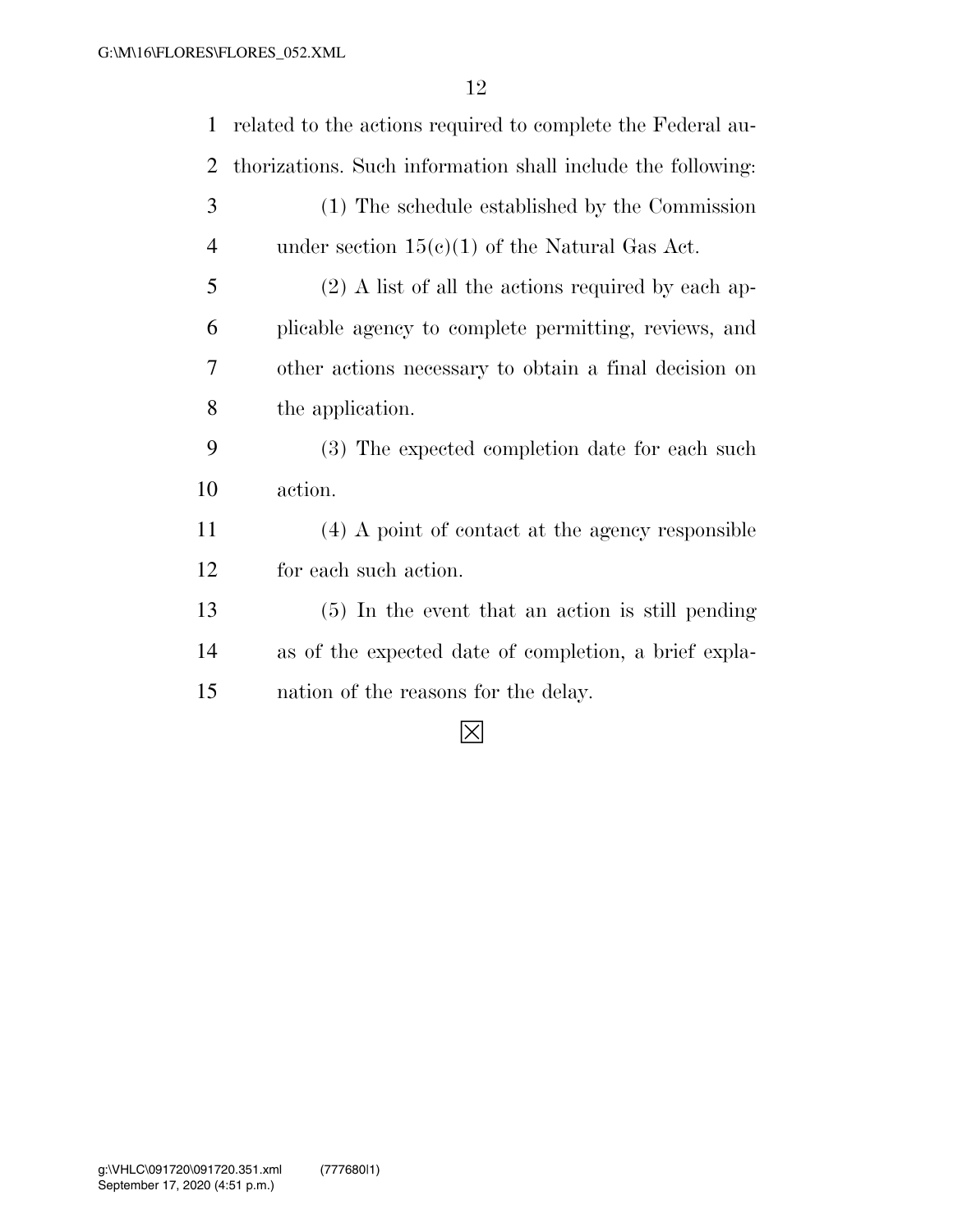related to the actions required to complete the Federal authorizations. Such information shall include the following:

(1) The schedule established by the Commission under section 15(c)(1) of the Natural Gas Act.

(2) A list of all the actions required by each applicable agency to complete permitting, reviews, and other actions necessary to obtain a final decision on the application.

(3) The expected completion date for each such action.

(4) A point of contact at the agency responsible for each such action.

(5) In the event that an action is still pending as of the expected date of completion, a brief explanation of the reasons for the delay.